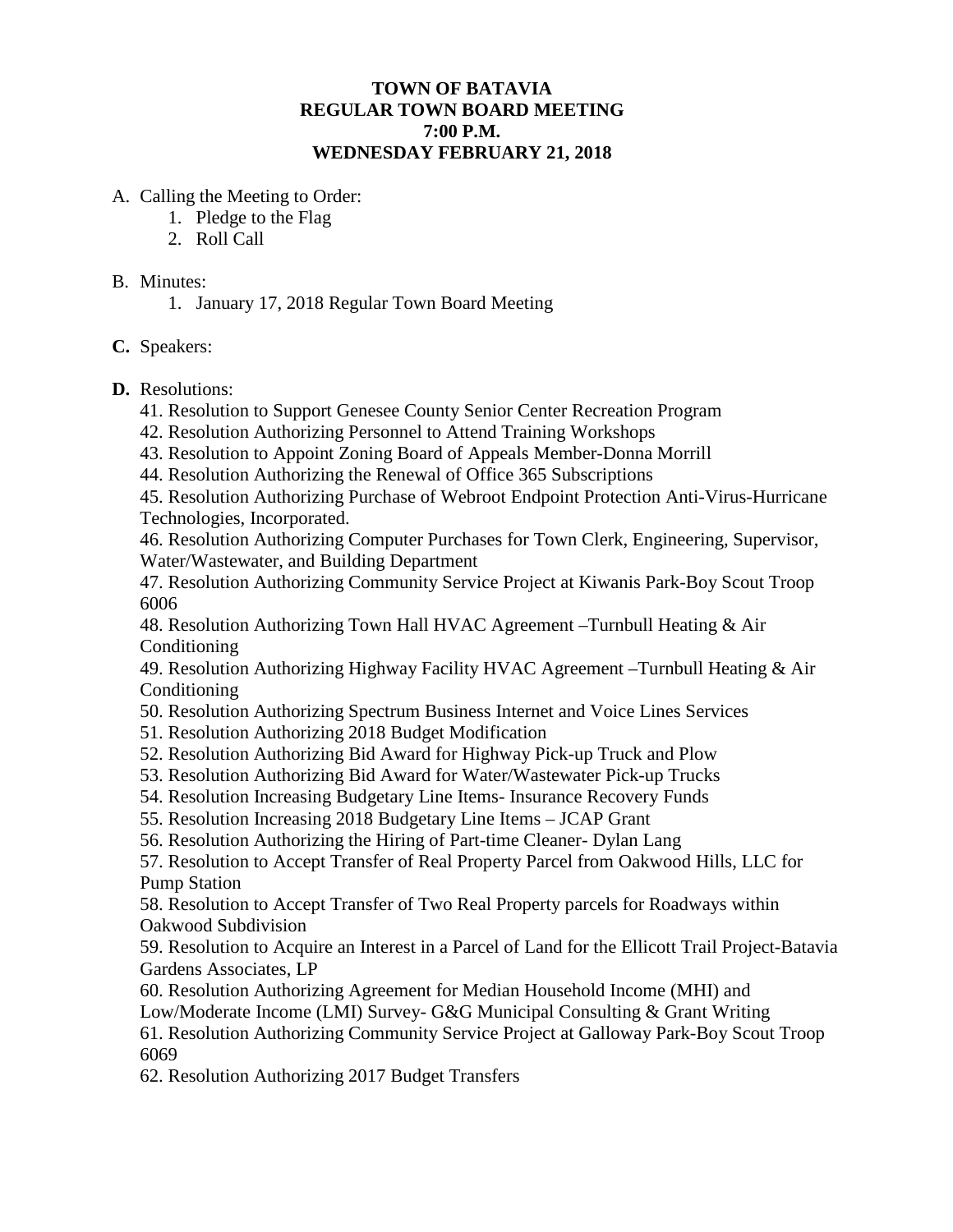**TOWN OF BATAVIA**
**REGULAR TOWN BOARD MEETING**
**7:00 P.M.**
**WEDNESDAY FEBRUARY 21, 2018**

A. Calling the Meeting to Order:
   1. Pledge to the Flag
   2. Roll Call

B. Minutes:
   1. January 17, 2018 Regular Town Board Meeting

**C.** Speakers:

**D.** Resolutions:

41. Resolution to Support Genesee County Senior Center Recreation Program
42. Resolution Authorizing Personnel to Attend Training Workshops
43. Resolution to Appoint Zoning Board of Appeals Member-Donna Morrill
44. Resolution Authorizing the Renewal of Office 365 Subscriptions
45. Resolution Authorizing Purchase of Webroot Endpoint Protection Anti-Virus-Hurricane Technologies, Incorporated.
46. Resolution Authorizing Computer Purchases for Town Clerk, Engineering, Supervisor, Water/Wastewater, and Building Department
47. Resolution Authorizing Community Service Project at Kiwanis Park-Boy Scout Troop 6006
48. Resolution Authorizing Town Hall HVAC Agreement –Turnbull Heating & Air Conditioning
49. Resolution Authorizing Highway Facility HVAC Agreement –Turnbull Heating & Air Conditioning
50. Resolution Authorizing Spectrum Business Internet and Voice Lines Services
51. Resolution Authorizing 2018 Budget Modification
52. Resolution Authorizing Bid Award for Highway Pick-up Truck and Plow
53. Resolution Authorizing Bid Award for Water/Wastewater Pick-up Trucks
54. Resolution Increasing Budgetary Line Items- Insurance Recovery Funds
55. Resolution Increasing 2018 Budgetary Line Items – JCAP Grant
56. Resolution Authorizing the Hiring of Part-time Cleaner- Dylan Lang
57. Resolution to Accept Transfer of Real Property Parcel from Oakwood Hills, LLC for Pump Station
58. Resolution to Accept Transfer of Two Real Property parcels for Roadways within Oakwood Subdivision
59. Resolution to Acquire an Interest in a Parcel of Land for the Ellicott Trail Project-Batavia Gardens Associates, LP
60. Resolution Authorizing Agreement for Median Household Income (MHI) and Low/Moderate Income (LMI) Survey- G&G Municipal Consulting & Grant Writing
61. Resolution Authorizing Community Service Project at Galloway Park-Boy Scout Troop 6069
62. Resolution Authorizing 2017 Budget Transfers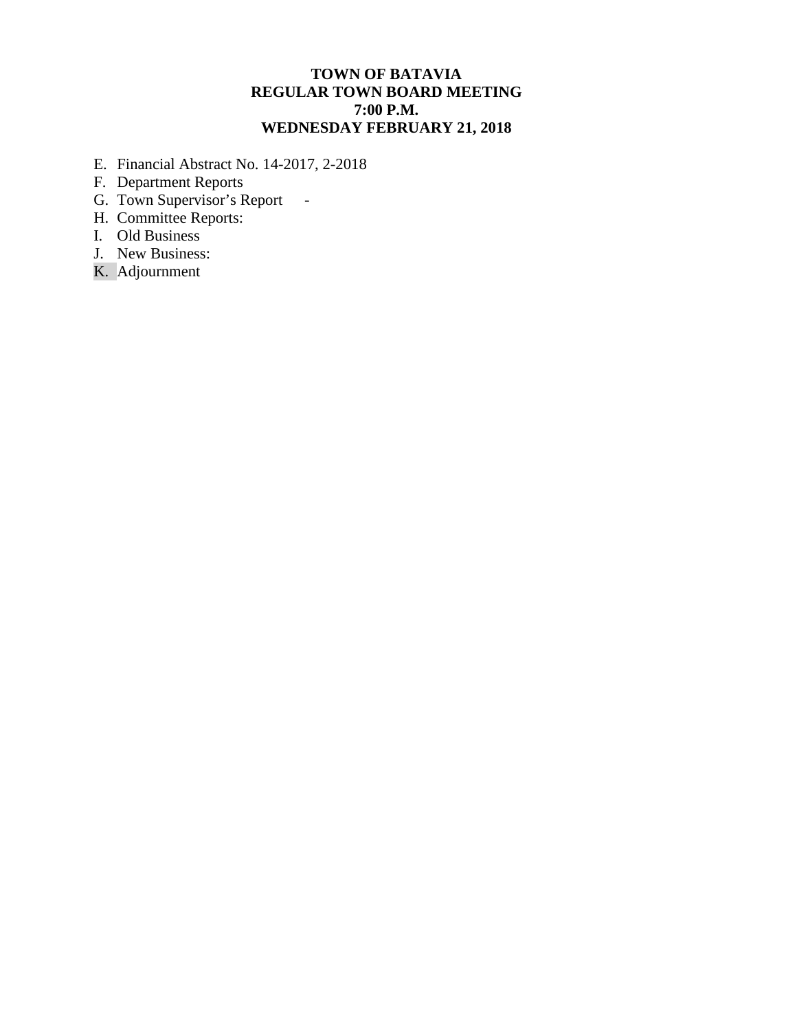**TOWN OF BATAVIA**
**REGULAR TOWN BOARD MEETING**
**7:00 P.M.**
**WEDNESDAY FEBRUARY 21, 2018**

E. Financial Abstract No. 14-2017, 2-2018
F. Department Reports
G. Town Supervisor's Report -
H. Committee Reports:
I. Old Business
J. New Business:
K. Adjournment